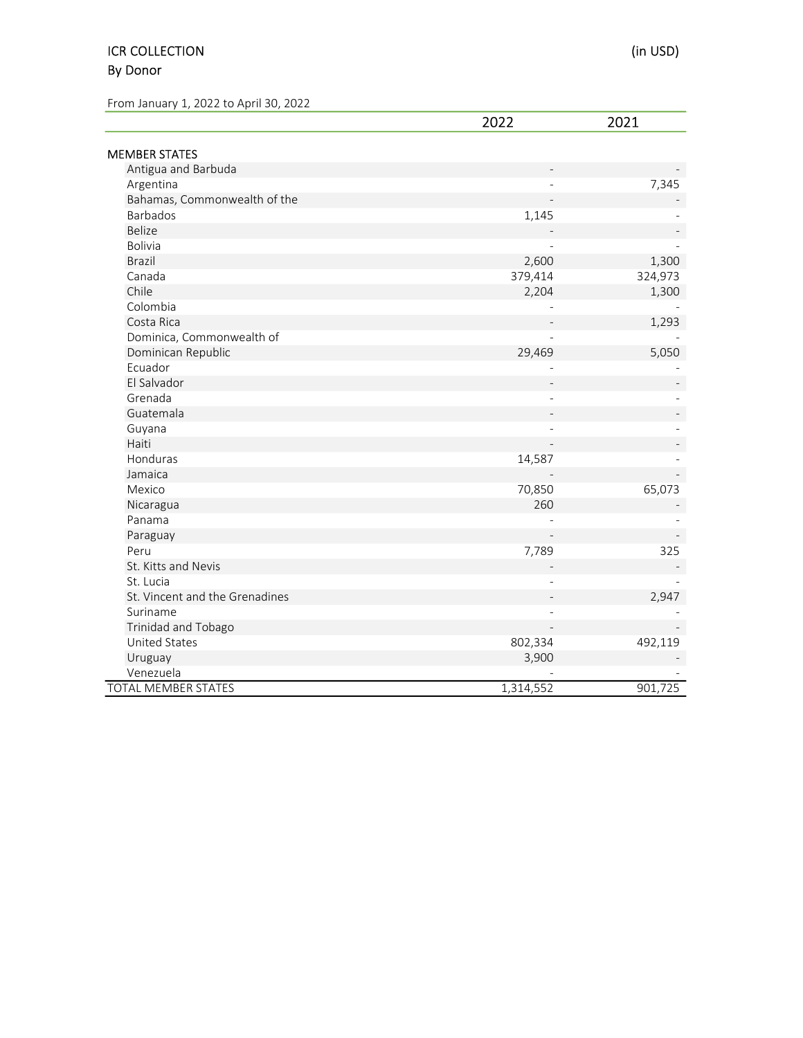ICR COLLECTION (in USD)

By Donor

From January 1, 2022 to April 30, 2022

| | 2022 | 2021 |
|---|---|---|
| **MEMBER STATES** | | |
| Antigua and Barbuda | - | - |
| Argentina | - | 7,345 |
| Bahamas, Commonwealth of the | - | - |
| Barbados | 1,145 | - |
| Belize | - | - |
| Bolivia | - | - |
| Brazil | 2,600 | 1,300 |
| Canada | 379,414 | 324,973 |
| Chile | 2,204 | 1,300 |
| Colombia | - | - |
| Costa Rica | - | 1,293 |
| Dominica, Commonwealth of | - | - |
| Dominican Republic | 29,469 | 5,050 |
| Ecuador | - | - |
| El Salvador | - | - |
| Grenada | - | - |
| Guatemala | - | - |
| Guyana | - | - |
| Haiti | - | - |
| Honduras | 14,587 | - |
| Jamaica | - | - |
| Mexico | 70,850 | 65,073 |
| Nicaragua | 260 | - |
| Panama | - | - |
| Paraguay | - | - |
| Peru | 7,789 | 325 |
| St. Kitts and Nevis | - | - |
| St. Lucia | - | - |
| St. Vincent and the Grenadines | - | 2,947 |
| Suriname | - | - |
| Trinidad and Tobago | - | - |
| United States | 802,334 | 492,119 |
| Uruguay | 3,900 | - |
| Venezuela | - | - |
| TOTAL MEMBER STATES | 1,314,552 | 901,725 |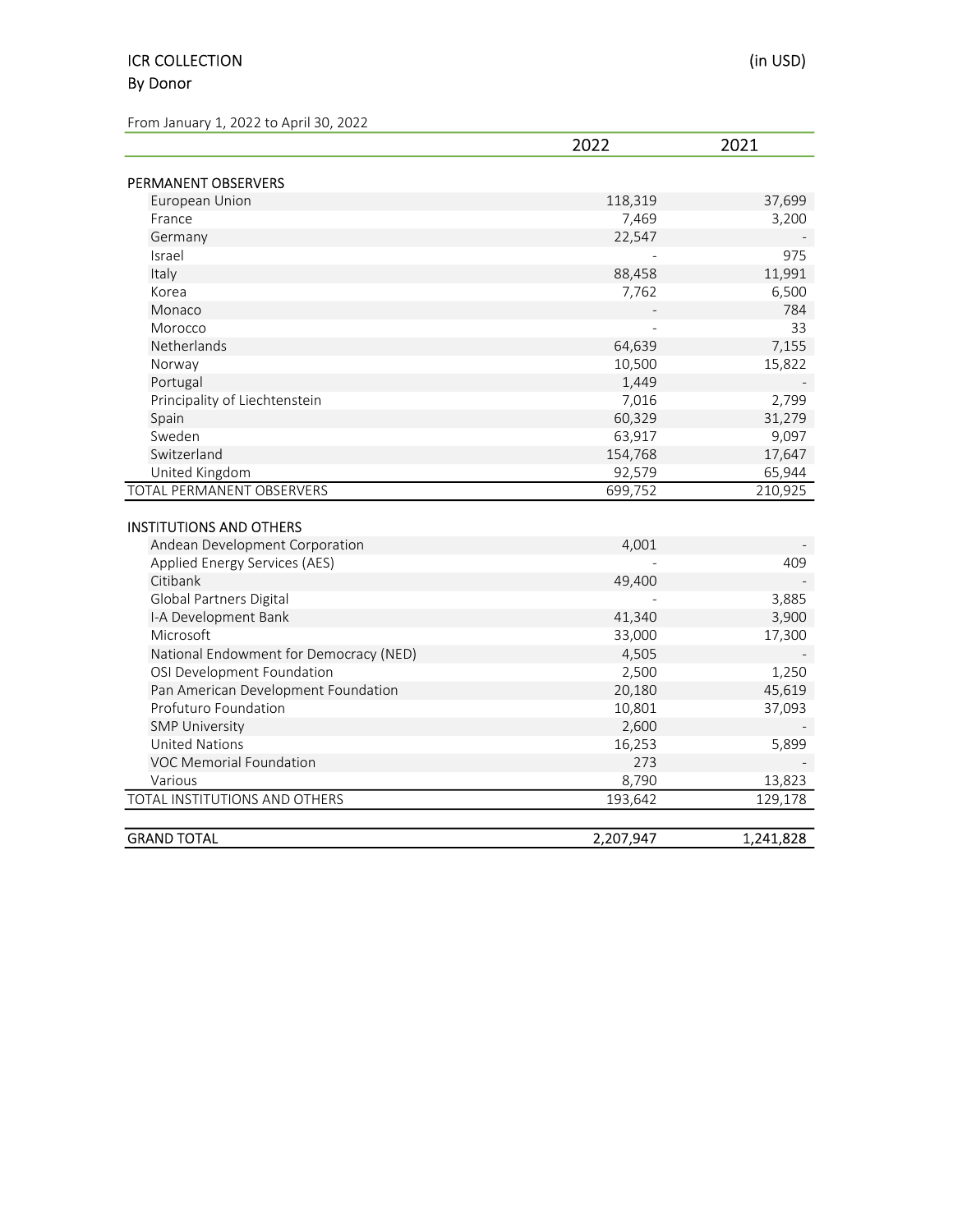ICR COLLECTION (in USD)

By Donor

From January 1, 2022 to April 30, 2022

| | 2022 | 2021 |
|---|---|---|
| PERMANENT OBSERVERS | | |
| European Union | 118,319 | 37,699 |
| France | 7,469 | 3,200 |
| Germany | 22,547 | - |
| Israel | - | 975 |
| Italy | 88,458 | 11,991 |
| Korea | 7,762 | 6,500 |
| Monaco | - | 784 |
| Morocco | - | 33 |
| Netherlands | 64,639 | 7,155 |
| Norway | 10,500 | 15,822 |
| Portugal | 1,449 | - |
| Principality of Liechtenstein | 7,016 | 2,799 |
| Spain | 60,329 | 31,279 |
| Sweden | 63,917 | 9,097 |
| Switzerland | 154,768 | 17,647 |
| United Kingdom | 92,579 | 65,944 |
| TOTAL PERMANENT OBSERVERS | 699,752 | 210,925 |
| INSTITUTIONS AND OTHERS | | |
| Andean Development Corporation | 4,001 | - |
| Applied Energy Services (AES) | - | 409 |
| Citibank | 49,400 | - |
| Global Partners Digital | - | 3,885 |
| I-A Development Bank | 41,340 | 3,900 |
| Microsoft | 33,000 | 17,300 |
| National Endowment for Democracy (NED) | 4,505 | - |
| OSI Development Foundation | 2,500 | 1,250 |
| Pan American Development Foundation | 20,180 | 45,619 |
| Profuturo Foundation | 10,801 | 37,093 |
| SMP University | 2,600 | - |
| United Nations | 16,253 | 5,899 |
| VOC Memorial Foundation | 273 | - |
| Various | 8,790 | 13,823 |
| TOTAL INSTITUTIONS AND OTHERS | 193,642 | 129,178 |
| GRAND TOTAL | 2,207,947 | 1,241,828 |